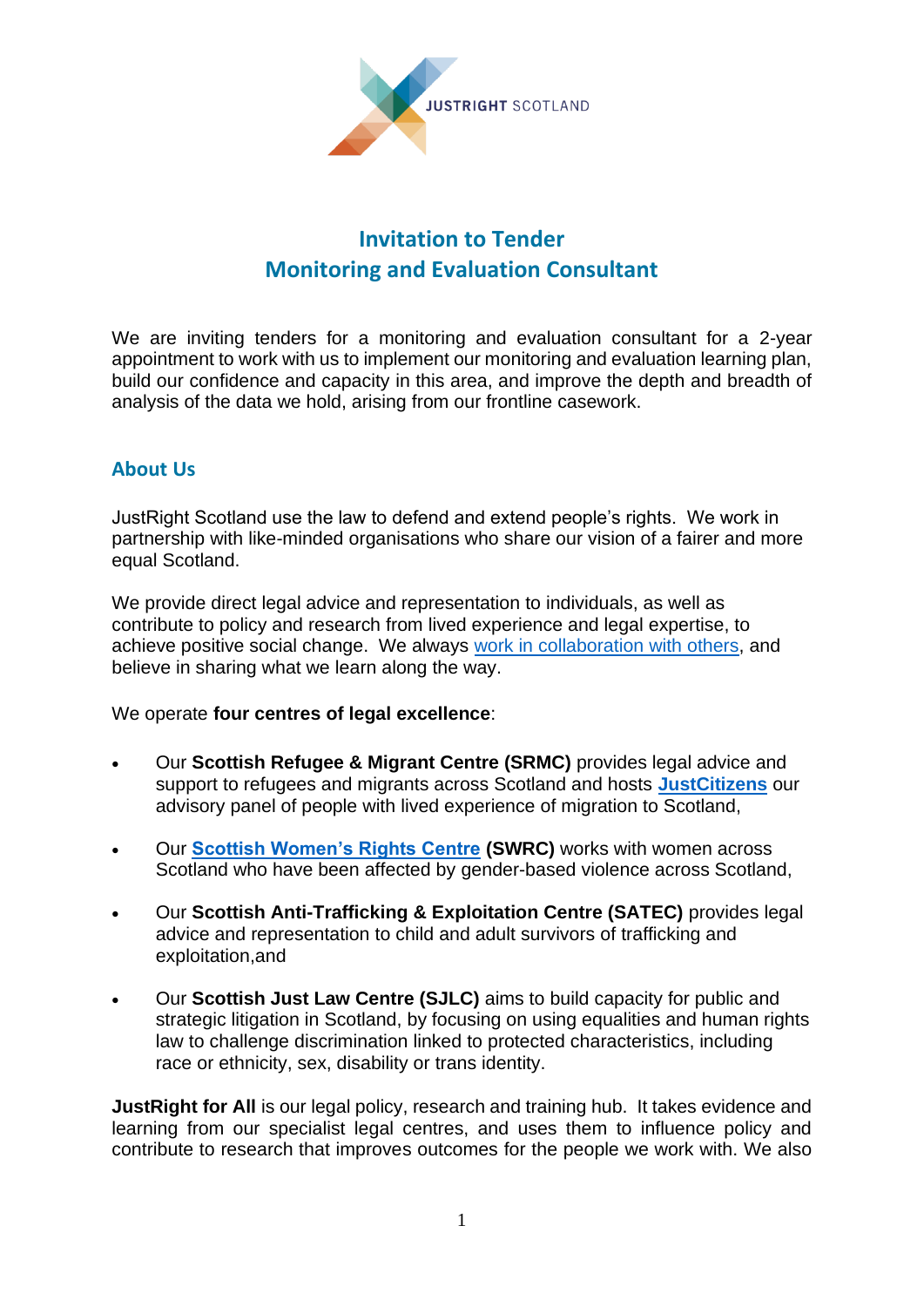JUSTRIGHT SCOTLAND

# Invitation to Tender
# Monitoring and Evaluation Consultant

We are inviting tenders for a monitoring and evaluation consultant for a 2-year appointment to work with us to implement our monitoring and evaluation learning plan, build our confidence and capacity in this area, and improve the depth and breadth of analysis of the data we hold, arising from our frontline casework.

## About Us

JustRight Scotland use the law to defend and extend people's rights. We work in partnership with like-minded organisations who share our vision of a fairer and more equal Scotland.

We provide direct legal advice and representation to individuals, as well as contribute to policy and research from lived experience and legal expertise, to achieve positive social change. We always work in collaboration with others, and believe in sharing what we learn along the way.

We operate **four centres of legal excellence**:

- Our **Scottish Refugee & Migrant Centre (SRMC)** provides legal advice and support to refugees and migrants across Scotland and hosts **JustCitizens** our advisory panel of people with lived experience of migration to Scotland,

- Our **Scottish Women's Rights Centre (SWRC)** works with women across Scotland who have been affected by gender-based violence across Scotland,

- Our **Scottish Anti-Trafficking & Exploitation Centre (SATEC)** provides legal advice and representation to child and adult survivors of trafficking and exploitation,and

- Our **Scottish Just Law Centre (SJLC)** aims to build capacity for public and strategic litigation in Scotland, by focusing on using equalities and human rights law to challenge discrimination linked to protected characteristics, including race or ethnicity, sex, disability or trans identity.

**JustRight for All** is our legal policy, research and training hub. It takes evidence and learning from our specialist legal centres, and uses them to influence policy and contribute to research that improves outcomes for the people we work with. We also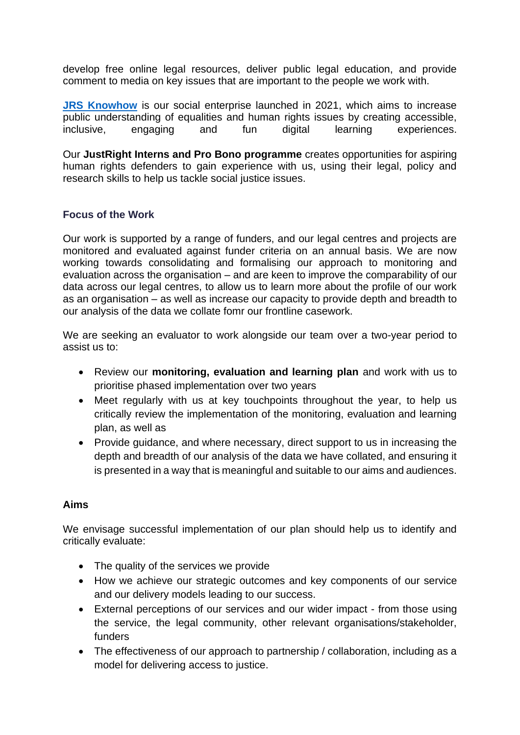develop free online legal resources, deliver public legal education, and provide comment to media on key issues that are important to the people we work with.

**JRS Knowhow** is our social enterprise launched in 2021, which aims to increase public understanding of equalities and human rights issues by creating accessible, inclusive, engaging and fun digital learning experiences.

Our **JustRight Interns and Pro Bono programme** creates opportunities for aspiring human rights defenders to gain experience with us, using their legal, policy and research skills to help us tackle social justice issues.

### Focus of the Work

Our work is supported by a range of funders, and our legal centres and projects are monitored and evaluated against funder criteria on an annual basis. We are now working towards consolidating and formalising our approach to monitoring and evaluation across the organisation – and are keen to improve the comparability of our data across our legal centres, to allow us to learn more about the profile of our work as an organisation – as well as increase our capacity to provide depth and breadth to our analysis of the data we collate fomr our frontline casework.

We are seeking an evaluator to work alongside our team over a two-year period to assist us to:

- Review our **monitoring, evaluation and learning plan** and work with us to prioritise phased implementation over two years
- Meet regularly with us at key touchpoints throughout the year, to help us critically review the implementation of the monitoring, evaluation and learning plan, as well as
- Provide guidance, and where necessary, direct support to us in increasing the depth and breadth of our analysis of the data we have collated, and ensuring it is presented in a way that is meaningful and suitable to our aims and audiences.

### Aims

We envisage successful implementation of our plan should help us to identify and critically evaluate:

- The quality of the services we provide
- How we achieve our strategic outcomes and key components of our service and our delivery models leading to our success.
- External perceptions of our services and our wider impact - from those using the service, the legal community, other relevant organisations/stakeholder, funders
- The effectiveness of our approach to partnership / collaboration, including as a model for delivering access to justice.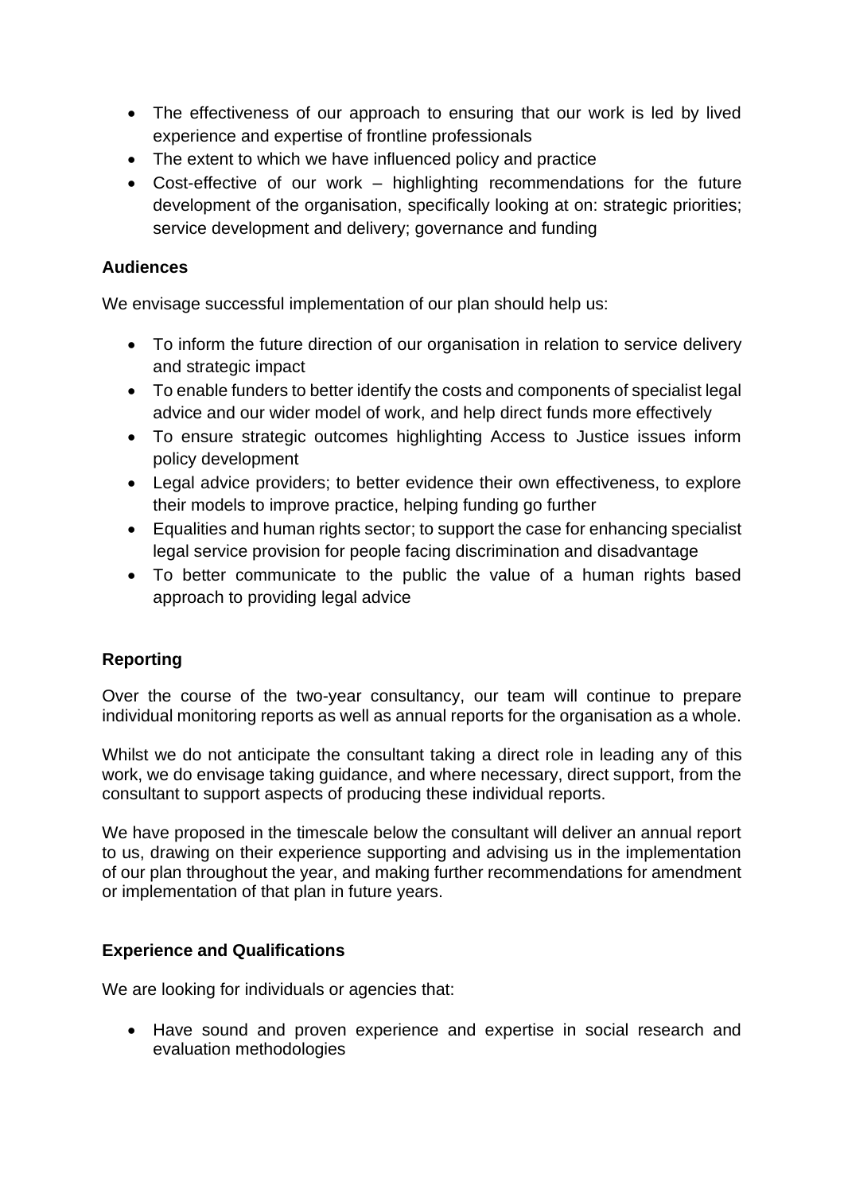- The effectiveness of our approach to ensuring that our work is led by lived experience and expertise of frontline professionals
- The extent to which we have influenced policy and practice
- Cost-effective of our work – highlighting recommendations for the future development of the organisation, specifically looking at on: strategic priorities; service development and delivery; governance and funding

**Audiences**

We envisage successful implementation of our plan should help us:

- To inform the future direction of our organisation in relation to service delivery and strategic impact
- To enable funders to better identify the costs and components of specialist legal advice and our wider model of work, and help direct funds more effectively
- To ensure strategic outcomes highlighting Access to Justice issues inform policy development
- Legal advice providers; to better evidence their own effectiveness, to explore their models to improve practice, helping funding go further
- Equalities and human rights sector; to support the case for enhancing specialist legal service provision for people facing discrimination and disadvantage
- To better communicate to the public the value of a human rights based approach to providing legal advice

**Reporting**

Over the course of the two-year consultancy, our team will continue to prepare individual monitoring reports as well as annual reports for the organisation as a whole.

Whilst we do not anticipate the consultant taking a direct role in leading any of this work, we do envisage taking guidance, and where necessary, direct support, from the consultant to support aspects of producing these individual reports.

We have proposed in the timescale below the consultant will deliver an annual report to us, drawing on their experience supporting and advising us in the implementation of our plan throughout the year, and making further recommendations for amendment or implementation of that plan in future years.

**Experience and Qualifications**

We are looking for individuals or agencies that:

- Have sound and proven experience and expertise in social research and evaluation methodologies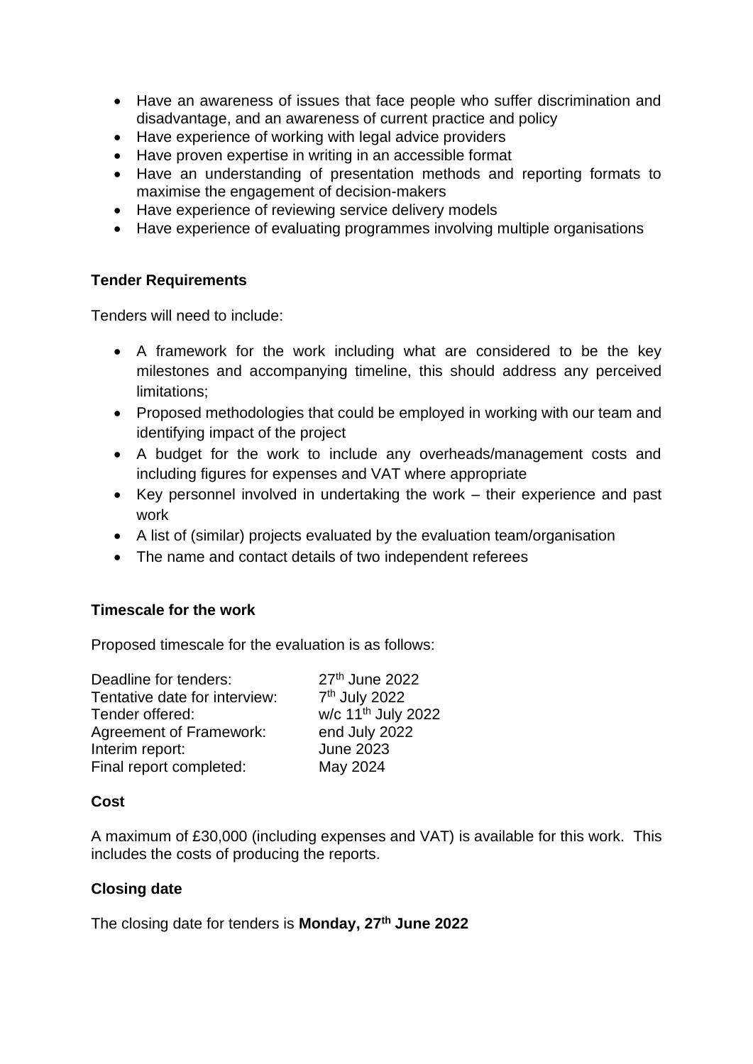- Have an awareness of issues that face people who suffer discrimination and disadvantage, and an awareness of current practice and policy
- Have experience of working with legal advice providers
- Have proven expertise in writing in an accessible format
- Have an understanding of presentation methods and reporting formats to maximise the engagement of decision-makers
- Have experience of reviewing service delivery models
- Have experience of evaluating programmes involving multiple organisations

**Tender Requirements**

Tenders will need to include:

- A framework for the work including what are considered to be the key milestones and accompanying timeline, this should address any perceived limitations;
- Proposed methodologies that could be employed in working with our team and identifying impact of the project
- A budget for the work to include any overheads/management costs and including figures for expenses and VAT where appropriate
- Key personnel involved in undertaking the work – their experience and past work
- A list of (similar) projects evaluated by the evaluation team/organisation
- The name and contact details of two independent referees

**Timescale for the work**

Proposed timescale for the evaluation is as follows:

| | |
|---|---|
| Deadline for tenders: | 27th June 2022 |
| Tentative date for interview: | 7th July 2022 |
| Tender offered: | w/c 11th July 2022 |
| Agreement of Framework: | end July 2022 |
| Interim report: | June 2023 |
| Final report completed: | May 2024 |

**Cost**

A maximum of £30,000 (including expenses and VAT) is available for this work. This includes the costs of producing the reports.

**Closing date**

The closing date for tenders is **Monday, 27th June 2022**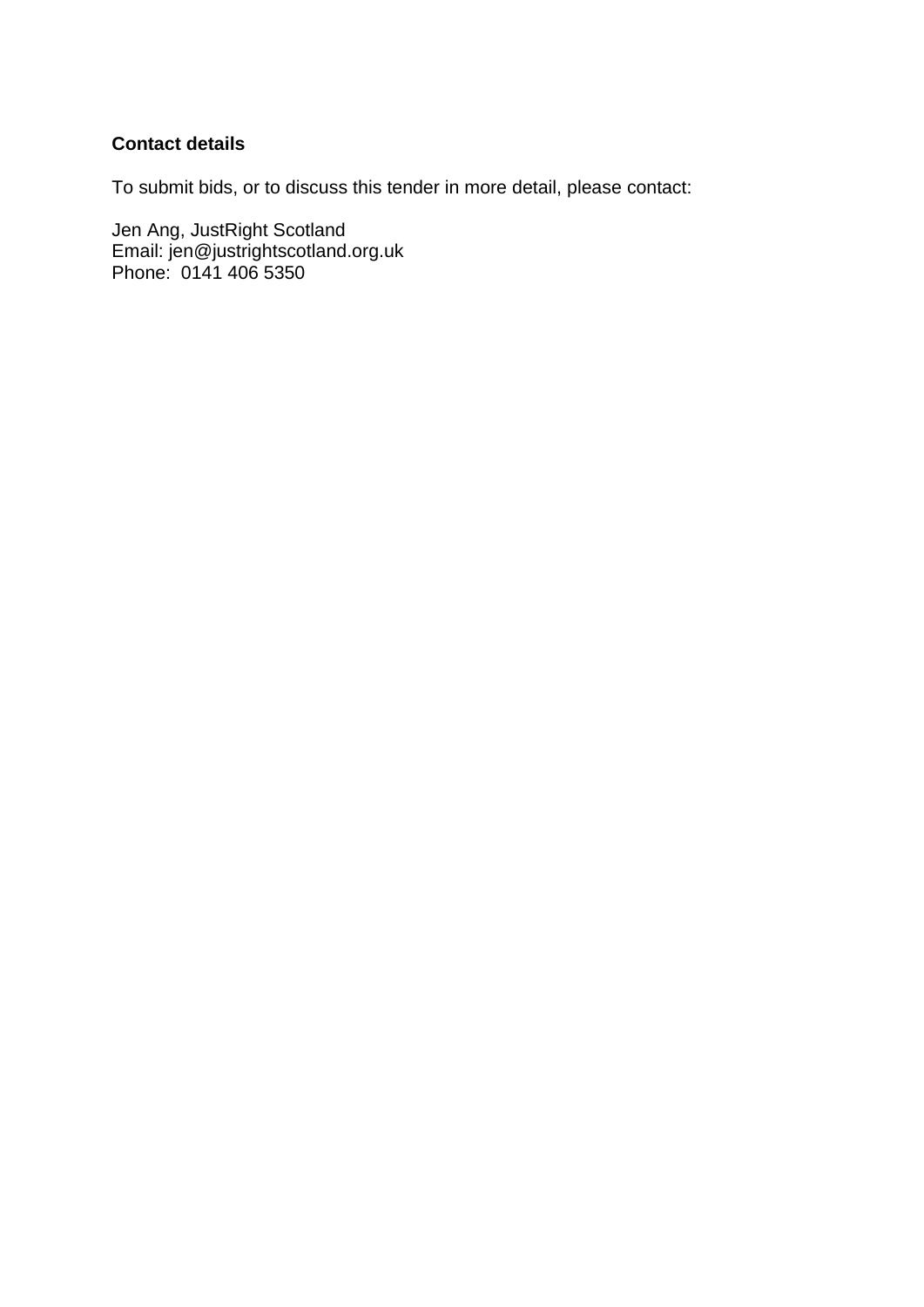**Contact details**

To submit bids, or to discuss this tender in more detail, please contact:

Jen Ang, JustRight Scotland
Email: jen@justrightscotland.org.uk
Phone: 0141 406 5350